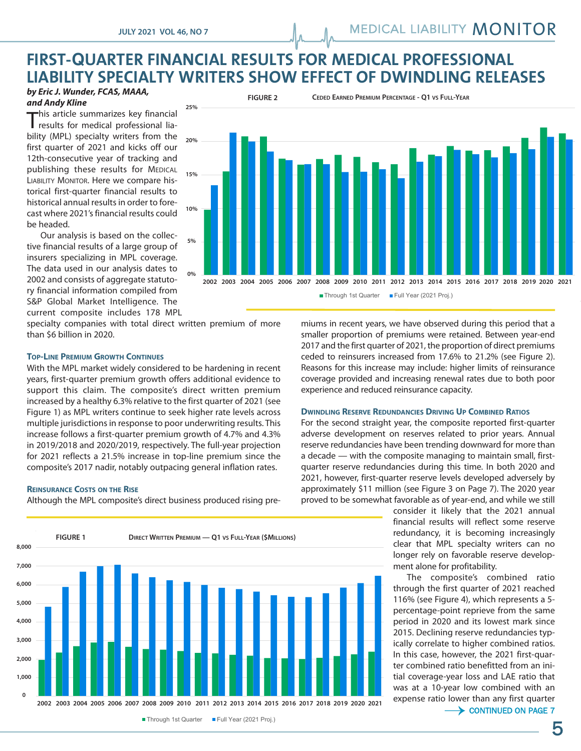# FIRST-QUARTER FINANCIAL RESULTS FOR MEDICAL PROFESSIONAL LIABILITY SPECIALTY WRITERS SHOW EFFECT OF DWINDLING RELEASES

***by Eric J. Wunder, FCAS, MAAA, and Andy Kline***

This article summarizes key financial results for medical professional liability (MPL) specialty writers from the first quarter of 2021 and kicks off our 12th-consecutive year of tracking and publishing these results for Medical Liability Monitor. Here we compare historical first-quarter financial results to historical annual results in order to forecast where 2021's financial results could be headed.

Our analysis is based on the collective financial results of a large group of insurers specializing in MPL coverage. The data used in our analysis dates to 2002 and consists of aggregate statutory financial information compiled from S&P Global Market Intelligence. The current composite includes 178 MPL specialty companies with total direct written premium of more than \$6 billion in 2020.

FIGURE 2 — Ceded Earned Premium Percentage - Q1 vs Full-Year

### Top-Line Premium Growth Continues

With the MPL market widely considered to be hardening in recent years, first-quarter premium growth offers additional evidence to support this claim. The composite's direct written premium increased by a healthy 6.3% relative to the first quarter of 2021 (see Figure 1) as MPL writers continue to seek higher rate levels across multiple jurisdictions in response to poor underwriting results. This increase follows a first-quarter premium growth of 4.7% and 4.3% in 2019/2018 and 2020/2019, respectively. The full-year projection for 2021 reflects a 21.5% increase in top-line premium since the composite's 2017 nadir, notably outpacing general inflation rates.

### Reinsurance Costs on the Rise

Although the MPL composite's direct business produced rising premiums in recent years, we have observed during this period that a smaller proportion of premiums were retained. Between year-end 2017 and the first quarter of 2021, the proportion of direct premiums ceded to reinsurers increased from 17.6% to 21.2% (see Figure 2). Reasons for this increase may include: higher limits of reinsurance coverage provided and increasing renewal rates due to both poor experience and reduced reinsurance capacity.

### Dwindling Reserve Redundancies Driving Up Combined Ratios

For the second straight year, the composite reported first-quarter adverse development on reserves related to prior years. Annual reserve redundancies have been trending downward for more than a decade — with the composite managing to maintain small, first-quarter reserve redundancies during this time. In both 2020 and 2021, however, first-quarter reserve levels developed adversely by approximately \$11 million (see Figure 3 on Page 7). The 2020 year proved to be somewhat favorable as of year-end, and while we still consider it likely that the 2021 annual financial results will reflect some reserve redundancy, it is becoming increasingly clear that MPL specialty writers can no longer rely on favorable reserve development alone for profitability.

The composite's combined ratio through the first quarter of 2021 reached 116% (see Figure 4), which represents a 5-percentage-point reprieve from the same period in 2020 and its lowest mark since 2015. Declining reserve redundancies typically correlate to higher combined ratios. In this case, however, the 2021 first-quarter combined ratio benefitted from an initial coverage-year loss and LAE ratio that was at a 10-year low combined with an expense ratio lower than any first quarter

FIGURE 1 — Direct Written Premium — Q1 vs Full-Year ($Millions)

→ CONTINUED ON PAGE 7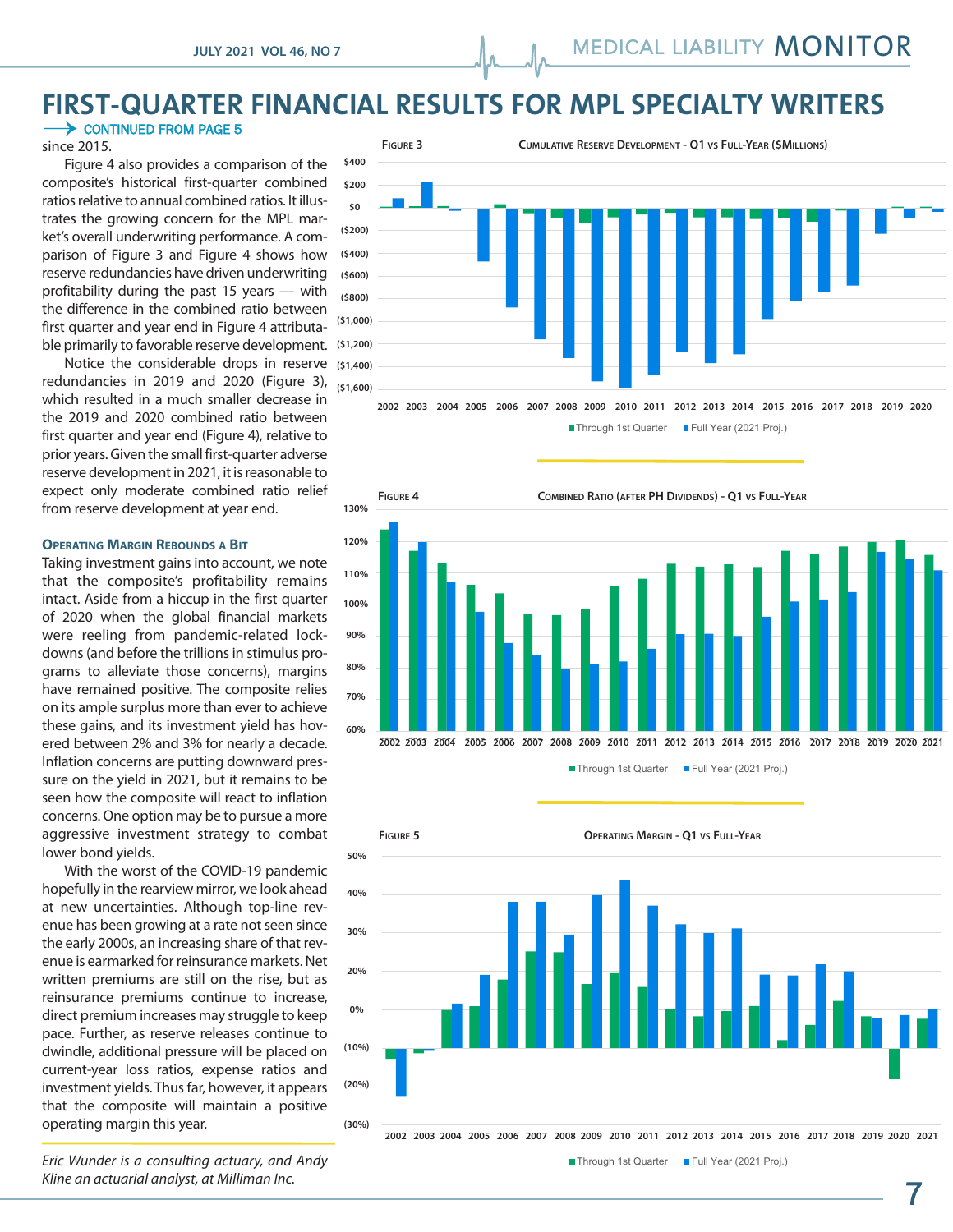# FIRST-QUARTER FINANCIAL RESULTS FOR MPL SPECIALTY WRITERS

→ CONTINUED FROM PAGE 5

since 2015.

Figure 4 also provides a comparison of the composite's historical first-quarter combined ratios relative to annual combined ratios. It illustrates the growing concern for the MPL market's overall underwriting performance. A comparison of Figure 3 and Figure 4 shows how reserve redundancies have driven underwriting profitability during the past 15 years — with the difference in the combined ratio between first quarter and year end in Figure 4 attributable primarily to favorable reserve development.

Notice the considerable drops in reserve redundancies in 2019 and 2020 (Figure 3), which resulted in a much smaller decrease in the 2019 and 2020 combined ratio between first quarter and year end (Figure 4), relative to prior years. Given the small first-quarter adverse reserve development in 2021, it is reasonable to expect only moderate combined ratio relief from reserve development at year end.

### Operating Margin Rebounds a Bit

Taking investment gains into account, we note that the composite's profitability remains intact. Aside from a hiccup in the first quarter of 2020 when the global financial markets were reeling from pandemic-related lockdowns (and before the trillions in stimulus programs to alleviate those concerns), margins have remained positive. The composite relies on its ample surplus more than ever to achieve these gains, and its investment yield has hovered between 2% and 3% for nearly a decade. Inflation concerns are putting downward pressure on the yield in 2021, but it remains to be seen how the composite will react to inflation concerns. One option may be to pursue a more aggressive investment strategy to combat lower bond yields.

With the worst of the COVID-19 pandemic hopefully in the rearview mirror, we look ahead at new uncertainties. Although top-line revenue has been growing at a rate not seen since the early 2000s, an increasing share of that revenue is earmarked for reinsurance markets. Net written premiums are still on the rise, but as reinsurance premiums continue to increase, direct premium increases may struggle to keep pace. Further, as reserve releases continue to dwindle, additional pressure will be placed on current-year loss ratios, expense ratios and investment yields. Thus far, however, it appears that the composite will maintain a positive operating margin this year.

*Eric Wunder is a consulting actuary, and Andy Kline an actuarial analyst, at Milliman Inc.*

**Figure 3** — Cumulative Reserve Development - Q1 vs Full-Year ($Millions)

$400
$200
$0
($200)
($400)
($600)
($800)
($1,000)
($1,200)
($1,400)
($1,600)

2002 2003 2004 2005 2006 2007 2008 2009 2010 2011 2012 2013 2014 2015 2016 2017 2018 2019 2020

Through 1st Quarter · Full Year (2021 Proj.)

**Figure 4** — Combined Ratio (after PH Dividends) - Q1 vs Full-Year

130%
120%
110%
100%
90%
80%
70%
60%

2002 2003 2004 2005 2006 2007 2008 2009 2010 2011 2012 2013 2014 2015 2016 2017 2018 2019 2020 2021

Through 1st Quarter · Full Year (2021 Proj.)

**Figure 5** — Operating Margin - Q1 vs Full-Year

50%
40%
30%
20%
0%
(10%)
(20%)
(30%)

2002 2003 2004 2005 2006 2007 2008 2009 2010 2011 2012 2013 2014 2015 2016 2017 2018 2019 2020 2021

Through 1st Quarter · Full Year (2021 Proj.)